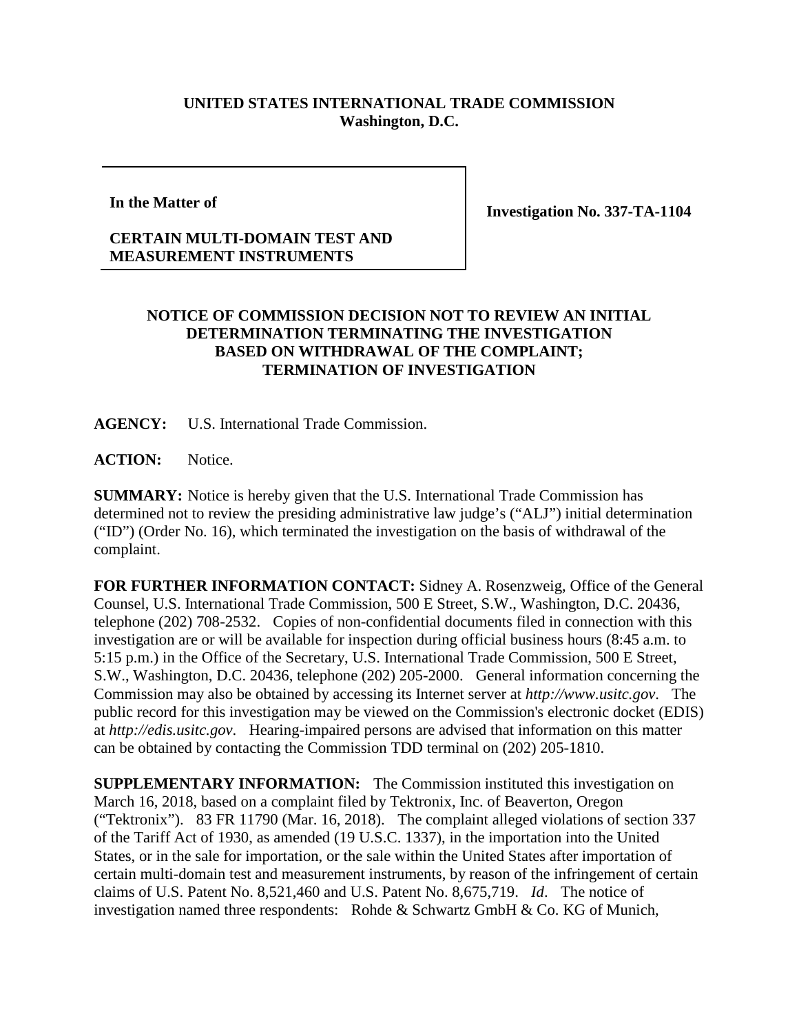**UNITED STATES INTERNATIONAL TRADE COMMISSION**
**Washington, D.C.**

| | |
|---|---|
| **In the Matter of**<br><br>**CERTAIN MULTI-DOMAIN TEST AND MEASUREMENT INSTRUMENTS** | **Investigation No. 337-TA-1104** |

**NOTICE OF COMMISSION DECISION NOT TO REVIEW AN INITIAL DETERMINATION TERMINATING THE INVESTIGATION BASED ON WITHDRAWAL OF THE COMPLAINT; TERMINATION OF INVESTIGATION**

**AGENCY:** U.S. International Trade Commission.

**ACTION:** Notice.

**SUMMARY:** Notice is hereby given that the U.S. International Trade Commission has determined not to review the presiding administrative law judge's ("ALJ") initial determination ("ID") (Order No. 16), which terminated the investigation on the basis of withdrawal of the complaint.

**FOR FURTHER INFORMATION CONTACT:** Sidney A. Rosenzweig, Office of the General Counsel, U.S. International Trade Commission, 500 E Street, S.W., Washington, D.C. 20436, telephone (202) 708-2532. Copies of non-confidential documents filed in connection with this investigation are or will be available for inspection during official business hours (8:45 a.m. to 5:15 p.m.) in the Office of the Secretary, U.S. International Trade Commission, 500 E Street, S.W., Washington, D.C. 20436, telephone (202) 205-2000. General information concerning the Commission may also be obtained by accessing its Internet server at *http://www.usitc.gov*. The public record for this investigation may be viewed on the Commission's electronic docket (EDIS) at *http://edis.usitc.gov*. Hearing-impaired persons are advised that information on this matter can be obtained by contacting the Commission TDD terminal on (202) 205-1810.

**SUPPLEMENTARY INFORMATION:** The Commission instituted this investigation on March 16, 2018, based on a complaint filed by Tektronix, Inc. of Beaverton, Oregon ("Tektronix"). 83 FR 11790 (Mar. 16, 2018). The complaint alleged violations of section 337 of the Tariff Act of 1930, as amended (19 U.S.C. 1337), in the importation into the United States, or in the sale for importation, or the sale within the United States after importation of certain multi-domain test and measurement instruments, by reason of the infringement of certain claims of U.S. Patent No. 8,521,460 and U.S. Patent No. 8,675,719. *Id*. The notice of investigation named three respondents: Rohde & Schwartz GmbH & Co. KG of Munich,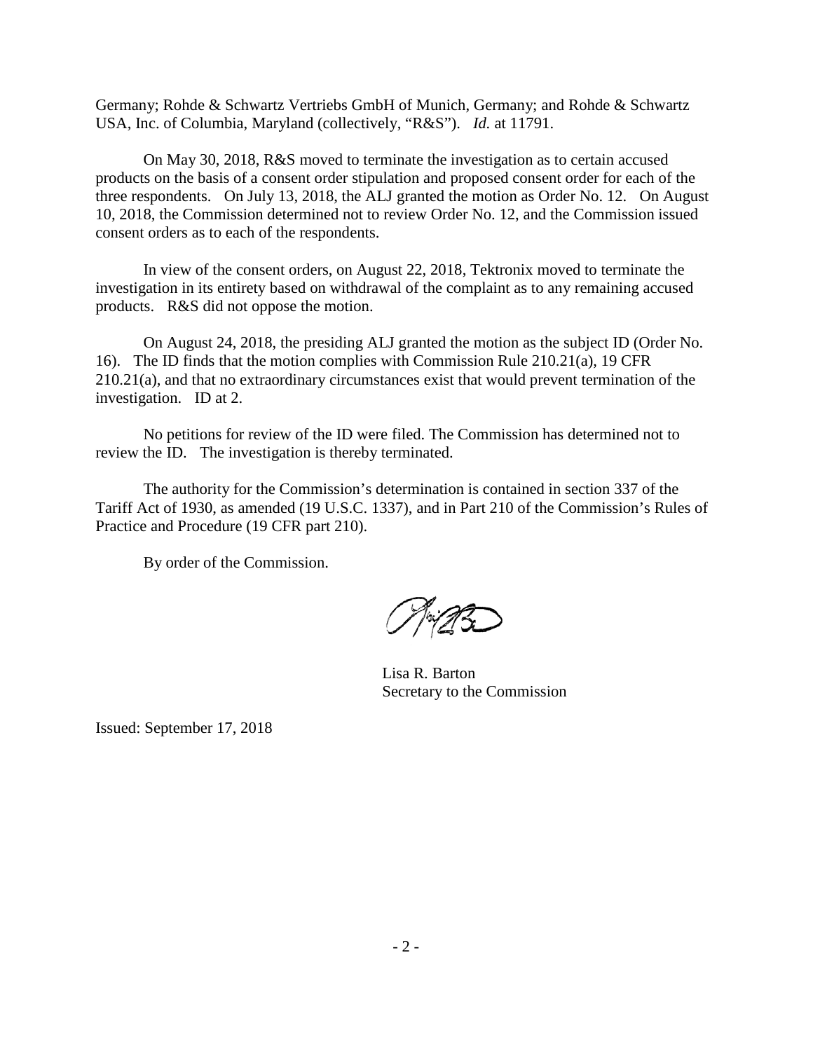Germany; Rohde & Schwartz Vertriebs GmbH of Munich, Germany; and Rohde & Schwartz USA, Inc. of Columbia, Maryland (collectively, "R&S"). *Id.* at 11791.

On May 30, 2018, R&S moved to terminate the investigation as to certain accused products on the basis of a consent order stipulation and proposed consent order for each of the three respondents. On July 13, 2018, the ALJ granted the motion as Order No. 12. On August 10, 2018, the Commission determined not to review Order No. 12, and the Commission issued consent orders as to each of the respondents.

In view of the consent orders, on August 22, 2018, Tektronix moved to terminate the investigation in its entirety based on withdrawal of the complaint as to any remaining accused products. R&S did not oppose the motion.

On August 24, 2018, the presiding ALJ granted the motion as the subject ID (Order No. 16). The ID finds that the motion complies with Commission Rule 210.21(a), 19 CFR 210.21(a), and that no extraordinary circumstances exist that would prevent termination of the investigation. ID at 2.

No petitions for review of the ID were filed. The Commission has determined not to review the ID. The investigation is thereby terminated.

The authority for the Commission's determination is contained in section 337 of the Tariff Act of 1930, as amended (19 U.S.C. 1337), and in Part 210 of the Commission's Rules of Practice and Procedure (19 CFR part 210).

By order of the Commission.

Lisa R. Barton
Secretary to the Commission

Issued: September 17, 2018